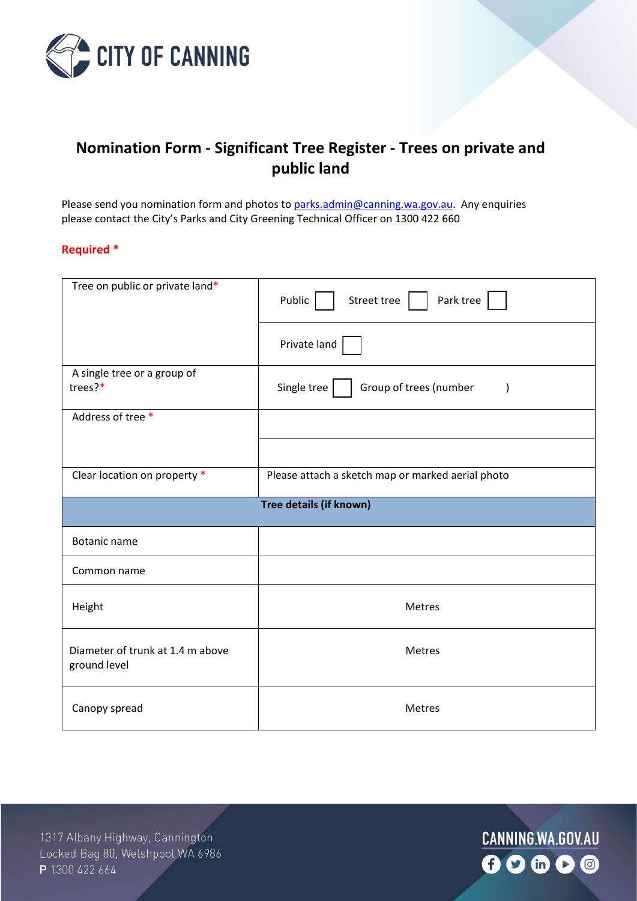# Nomination Form - Significant Tree Register - Trees on private and public land

Please send you nomination form and photos to [parks.admin@canning.wa.gov.au](mailto:parks.admin@canning.wa.gov.au). Any enquiries please contact the City's Parks and City Greening Technical Officer on 1300 422 660

**Required ***

| | |
|---|---|
| Tree on public or private land* | Public ☐ Street tree ☐ Park tree ☐ |
| | Private land ☐ |
| A single tree or a group of trees?* | Single tree ☐ Group of trees (number ) |
| Address of tree * | |
| | |
| Clear location on property * | Please attach a sketch map or marked aerial photo |
| **Tree details (if known)** | |
| Botanic name | |
| Common name | |
| Height | Metres |
| Diameter of trunk at 1.4 m above ground level | Metres |
| Canopy spread | Metres |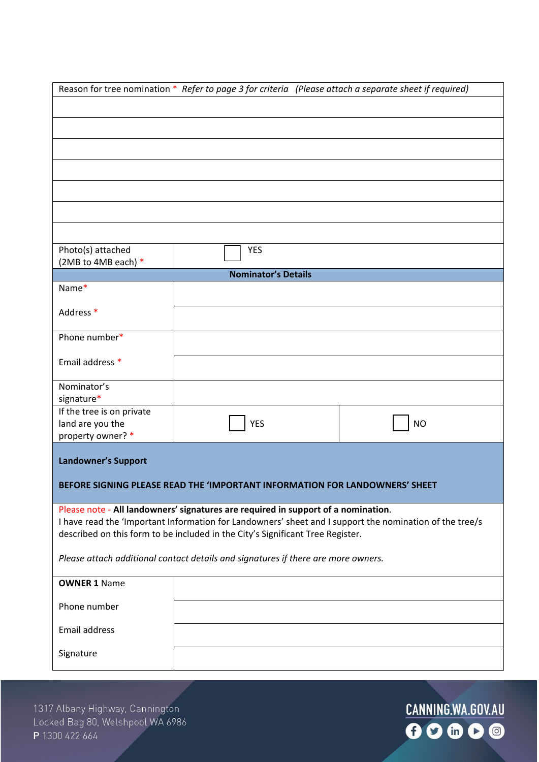| Reason for tree nomination * *Refer to page 3 for criteria (Please attach a separate sheet if required)* | | |
|---|---|---|
| | | |
| | | |
| | | |
| | | |
| | | |
| | | |
| | | |
| Photo(s) attached (2MB to 4MB each) * | ☐ YES | |
| **Nominator's Details** | | |
| Name* | | |
| Address * | | |
| Phone number* | | |
| Email address * | | |
| Nominator's signature* | | |
| If the tree is on private land are you the property owner? * | ☐ YES | ☐ NO |

**Landowner's Support**

**BEFORE SIGNING PLEASE READ THE 'IMPORTANT INFORMATION FOR LANDOWNERS' SHEET**

Please note - **All landowners' signatures are required in support of a nomination**.
I have read the 'Important Information for Landowners' sheet and I support the nomination of the tree/s described on this form to be included in the City's Significant Tree Register.

*Please attach additional contact details and signatures if there are more owners.*

| | |
|---|---|
| **OWNER 1** Name | |
| Phone number | |
| Email address | |
| Signature | |

1317 Albany Highway, Cannington
Locked Bag 80, Welshpool WA 6986
P 1300 422 664

CANNING.WA.GOV.AU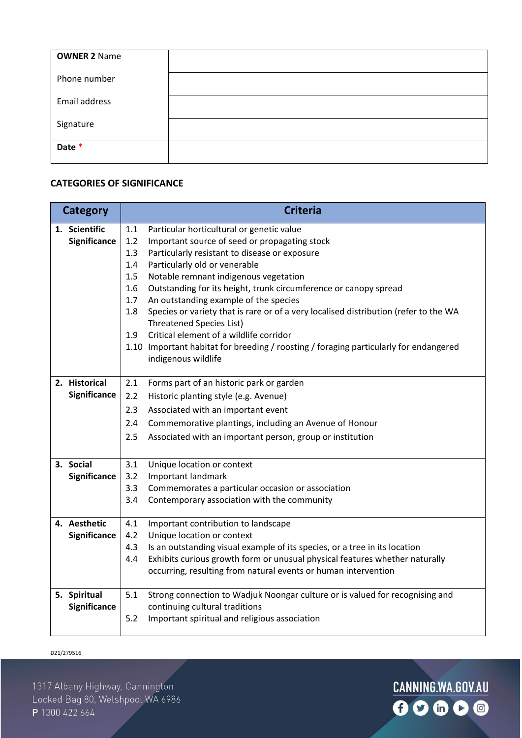| | |
|---|---|
| **OWNER 2** Name | |
| Phone number | |
| Email address | |
| Signature | |
| **Date** * | |

**CATEGORIES OF SIGNIFICANCE**

| Category | Criteria |
|---|---|
| **1. Scientific Significance** | 1.1 Particular horticultural or genetic value<br>1.2 Important source of seed or propagating stock<br>1.3 Particularly resistant to disease or exposure<br>1.4 Particularly old or venerable<br>1.5 Notable remnant indigenous vegetation<br>1.6 Outstanding for its height, trunk circumference or canopy spread<br>1.7 An outstanding example of the species<br>1.8 Species or variety that is rare or of a very localised distribution (refer to the WA Threatened Species List)<br>1.9 Critical element of a wildlife corridor<br>1.10 Important habitat for breeding / roosting / foraging particularly for endangered indigenous wildlife |
| **2. Historical Significance** | 2.1 Forms part of an historic park or garden<br>2.2 Historic planting style (e.g. Avenue)<br>2.3 Associated with an important event<br>2.4 Commemorative plantings, including an Avenue of Honour<br>2.5 Associated with an important person, group or institution |
| **3. Social Significance** | 3.1 Unique location or context<br>3.2 Important landmark<br>3.3 Commemorates a particular occasion or association<br>3.4 Contemporary association with the community |
| **4. Aesthetic Significance** | 4.1 Important contribution to landscape<br>4.2 Unique location or context<br>4.3 Is an outstanding visual example of its species, or a tree in its location<br>4.4 Exhibits curious growth form or unusual physical features whether naturally occurring, resulting from natural events or human intervention |
| **5. Spiritual Significance** | 5.1 Strong connection to Wadjuk Noongar culture or is valued for recognising and continuing cultural traditions<br>5.2 Important spiritual and religious association |

D21/279516

1317 Albany Highway, Cannington
Locked Bag 80, Welshpool WA 6986
P 1300 422 664

CANNING.WA.GOV.AU